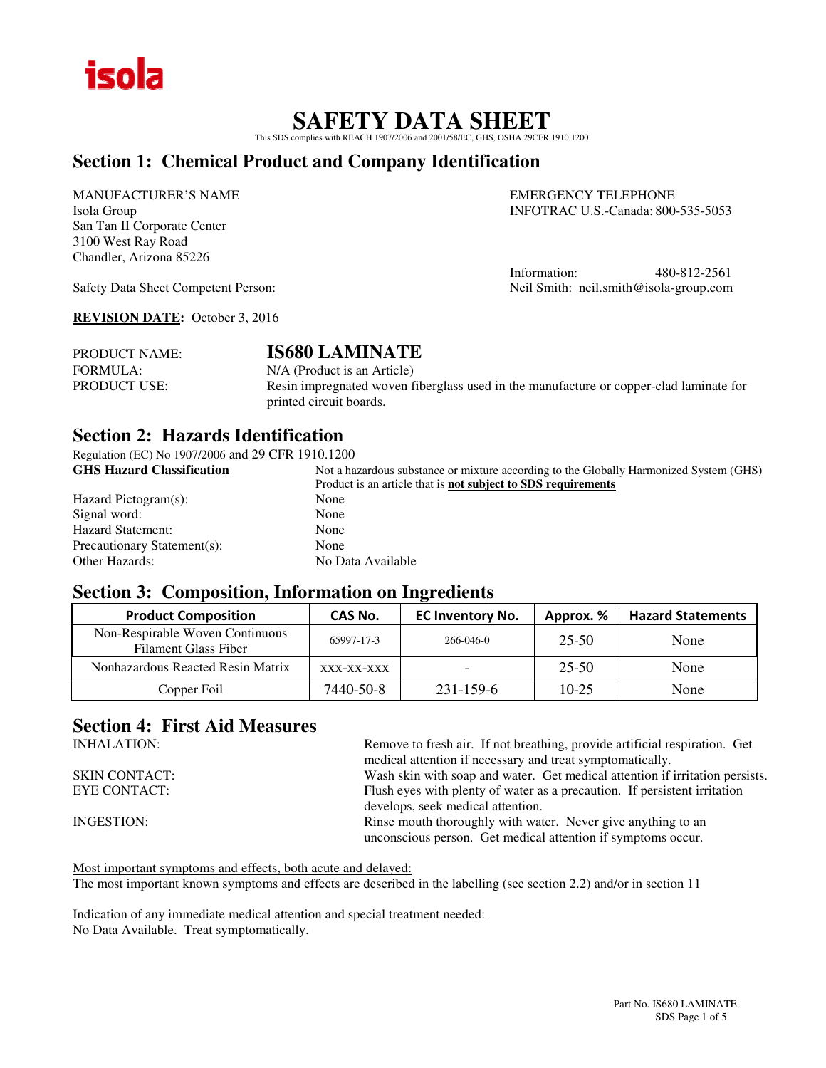isola

# SAFETY DATA SHEET

This SDS complies with REACH 1907/2006 and 2001/58/EC, GHS, OSHA 29CFR 1910.1200

## Section 1: Chemical Product and Company Identification

MANUFACTURER'S NAME
Isola Group
San Tan II Corporate Center
3100 West Ray Road
Chandler, Arizona 85226

EMERGENCY TELEPHONE
INFOTRAC U.S.-Canada: 800-535-5053

Information: 480-812-2561

Safety Data Sheet Competent Person: Neil Smith: neil.smith@isola-group.com

**REVISION DATE:** October 3, 2016

PRODUCT NAME: **IS680 LAMINATE**
FORMULA: N/A (Product is an Article)
PRODUCT USE: Resin impregnated woven fiberglass used in the manufacture or copper-clad laminate for printed circuit boards.

## Section 2: Hazards Identification

Regulation (EC) No 1907/2006 and 29 CFR 1910.1200

**GHS Hazard Classification**: Not a hazardous substance or mixture according to the Globally Harmonized System (GHS) Product is an article that is **not subject to SDS requirements**

Hazard Pictogram(s): None
Signal word: None
Hazard Statement: None
Precautionary Statement(s): None
Other Hazards: No Data Available

## Section 3: Composition, Information on Ingredients

| Product Composition | CAS No. | EC Inventory No. | Approx. % | Hazard Statements |
|---|---|---|---|---|
| Non-Respirable Woven Continuous Filament Glass Fiber | 65997-17-3 | 266-046-0 | 25-50 | None |
| Nonhazardous Reacted Resin Matrix | xxx-xx-xxx | - | 25-50 | None |
| Copper Foil | 7440-50-8 | 231-159-6 | 10-25 | None |

## Section 4: First Aid Measures

INHALATION: Remove to fresh air. If not breathing, provide artificial respiration. Get medical attention if necessary and treat symptomatically.

SKIN CONTACT: Wash skin with soap and water. Get medical attention if irritation persists.

EYE CONTACT: Flush eyes with plenty of water as a precaution. If persistent irritation develops, seek medical attention.

INGESTION: Rinse mouth thoroughly with water. Never give anything to an unconscious person. Get medical attention if symptoms occur.

Most important symptoms and effects, both acute and delayed:
The most important known symptoms and effects are described in the labelling (see section 2.2) and/or in section 11

Indication of any immediate medical attention and special treatment needed:
No Data Available. Treat symptomatically.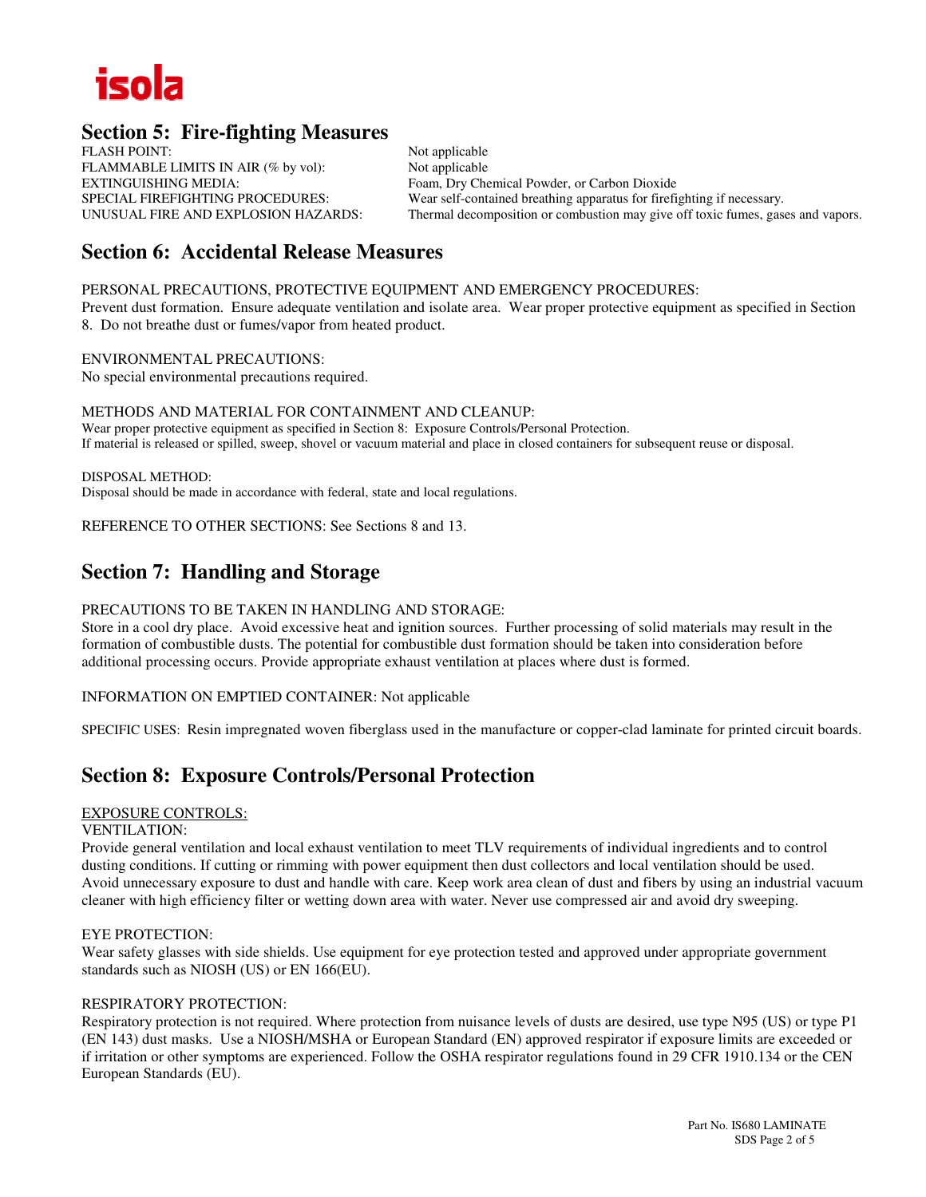isola

## Section 5: Fire-fighting Measures

| | |
|---|---|
| FLASH POINT: | Not applicable |
| FLAMMABLE LIMITS IN AIR (% by vol): | Not applicable |
| EXTINGUISHING MEDIA: | Foam, Dry Chemical Powder, or Carbon Dioxide |
| SPECIAL FIREFIGHTING PROCEDURES: | Wear self-contained breathing apparatus for firefighting if necessary. |
| UNUSUAL FIRE AND EXPLOSION HAZARDS: | Thermal decomposition or combustion may give off toxic fumes, gases and vapors. |

## Section 6: Accidental Release Measures

PERSONAL PRECAUTIONS, PROTECTIVE EQUIPMENT AND EMERGENCY PROCEDURES:
Prevent dust formation. Ensure adequate ventilation and isolate area. Wear proper protective equipment as specified in Section 8. Do not breathe dust or fumes/vapor from heated product.

ENVIRONMENTAL PRECAUTIONS:
No special environmental precautions required.

METHODS AND MATERIAL FOR CONTAINMENT AND CLEANUP:
Wear proper protective equipment as specified in Section 8: Exposure Controls/Personal Protection.
If material is released or spilled, sweep, shovel or vacuum material and place in closed containers for subsequent reuse or disposal.

DISPOSAL METHOD:
Disposal should be made in accordance with federal, state and local regulations.

REFERENCE TO OTHER SECTIONS: See Sections 8 and 13.

## Section 7: Handling and Storage

PRECAUTIONS TO BE TAKEN IN HANDLING AND STORAGE:
Store in a cool dry place. Avoid excessive heat and ignition sources. Further processing of solid materials may result in the formation of combustible dusts. The potential for combustible dust formation should be taken into consideration before additional processing occurs. Provide appropriate exhaust ventilation at places where dust is formed.

INFORMATION ON EMPTIED CONTAINER: Not applicable

SPECIFIC USES: Resin impregnated woven fiberglass used in the manufacture or copper-clad laminate for printed circuit boards.

## Section 8: Exposure Controls/Personal Protection

EXPOSURE CONTROLS:

VENTILATION:
Provide general ventilation and local exhaust ventilation to meet TLV requirements of individual ingredients and to control dusting conditions. If cutting or rimming with power equipment then dust collectors and local ventilation should be used. Avoid unnecessary exposure to dust and handle with care. Keep work area clean of dust and fibers by using an industrial vacuum cleaner with high efficiency filter or wetting down area with water. Never use compressed air and avoid dry sweeping.

EYE PROTECTION:
Wear safety glasses with side shields. Use equipment for eye protection tested and approved under appropriate government standards such as NIOSH (US) or EN 166(EU).

RESPIRATORY PROTECTION:
Respiratory protection is not required. Where protection from nuisance levels of dusts are desired, use type N95 (US) or type P1 (EN 143) dust masks. Use a NIOSH/MSHA or European Standard (EN) approved respirator if exposure limits are exceeded or if irritation or other symptoms are experienced. Follow the OSHA respirator regulations found in 29 CFR 1910.134 or the CEN European Standards (EU).

Part No. IS680 LAMINATE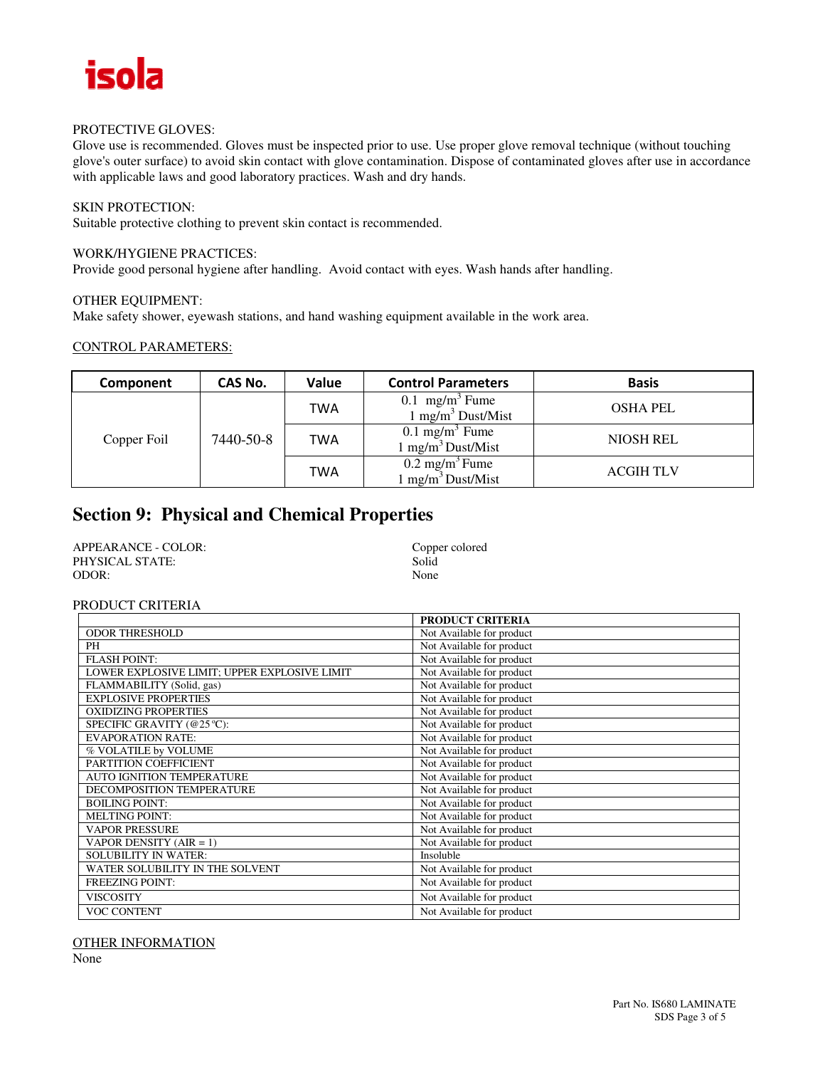PROTECTIVE GLOVES:
Glove use is recommended. Gloves must be inspected prior to use. Use proper glove removal technique (without touching glove's outer surface) to avoid skin contact with glove contamination. Dispose of contaminated gloves after use in accordance with applicable laws and good laboratory practices. Wash and dry hands.

SKIN PROTECTION:
Suitable protective clothing to prevent skin contact is recommended.

WORK/HYGIENE PRACTICES:
Provide good personal hygiene after handling. Avoid contact with eyes. Wash hands after handling.

OTHER EQUIPMENT:
Make safety shower, eyewash stations, and hand washing equipment available in the work area.

CONTROL PARAMETERS:

| Component | CAS No. | Value | Control Parameters | Basis |
|---|---|---|---|---|
| Copper Foil | 7440-50-8 | TWA | 0.1 $mg/m^3$ Fume<br>1 $mg/m^3$ Dust/Mist | OSHA PEL |
| | | TWA | 0.1 $mg/m^3$ Fume<br>1 $mg/m^3$ Dust/Mist | NIOSH REL |
| | | TWA | 0.2 $mg/m^3$ Fume<br>1 $mg/m^3$ Dust/Mist | ACGIH TLV |

## Section 9: Physical and Chemical Properties

APPEARANCE - COLOR: Copper colored
PHYSICAL STATE: Solid
ODOR: None

PRODUCT CRITERIA

| | PRODUCT CRITERIA |
|---|---|
| ODOR THRESHOLD | Not Available for product |
| PH | Not Available for product |
| FLASH POINT: | Not Available for product |
| LOWER EXPLOSIVE LIMIT; UPPER EXPLOSIVE LIMIT | Not Available for product |
| FLAMMABILITY (Solid, gas) | Not Available for product |
| EXPLOSIVE PROPERTIES | Not Available for product |
| OXIDIZING PROPERTIES | Not Available for product |
| SPECIFIC GRAVITY (@25°C): | Not Available for product |
| EVAPORATION RATE: | Not Available for product |
| % VOLATILE by VOLUME | Not Available for product |
| PARTITION COEFFICIENT | Not Available for product |
| AUTO IGNITION TEMPERATURE | Not Available for product |
| DECOMPOSITION TEMPERATURE | Not Available for product |
| BOILING POINT: | Not Available for product |
| MELTING POINT: | Not Available for product |
| VAPOR PRESSURE | Not Available for product |
| VAPOR DENSITY (AIR = 1) | Not Available for product |
| SOLUBILITY IN WATER: | Insoluble |
| WATER SOLUBILITY IN THE SOLVENT | Not Available for product |
| FREEZING POINT: | Not Available for product |
| VISCOSITY | Not Available for product |
| VOC CONTENT | Not Available for product |

OTHER INFORMATION
None

Part No. IS680 LAMINATE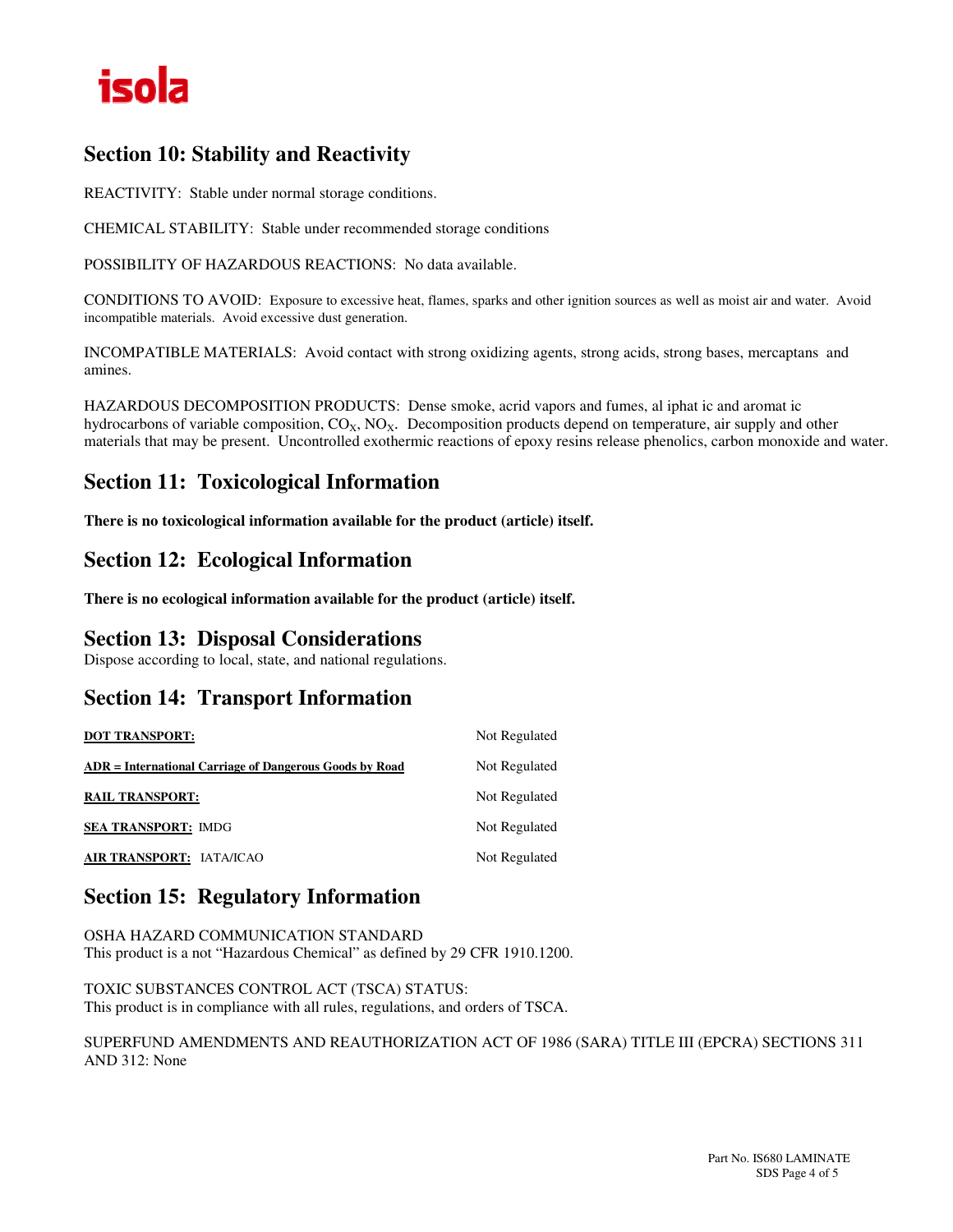## Section 10: Stability and Reactivity

REACTIVITY: Stable under normal storage conditions.

CHEMICAL STABILITY: Stable under recommended storage conditions

POSSIBILITY OF HAZARDOUS REACTIONS: No data available.

CONDITIONS TO AVOID: Exposure to excessive heat, flames, sparks and other ignition sources as well as moist air and water. Avoid incompatible materials. Avoid excessive dust generation.

INCOMPATIBLE MATERIALS: Avoid contact with strong oxidizing agents, strong acids, strong bases, mercaptans and amines.

HAZARDOUS DECOMPOSITION PRODUCTS: Dense smoke, acrid vapors and fumes, al iphat ic and aromat ic hydrocarbons of variable composition, $CO_X$, $NO_X$. Decomposition products depend on temperature, air supply and other materials that may be present. Uncontrolled exothermic reactions of epoxy resins release phenolics, carbon monoxide and water.

## Section 11: Toxicological Information

**There is no toxicological information available for the product (article) itself.**

## Section 12: Ecological Information

**There is no ecological information available for the product (article) itself.**

## Section 13: Disposal Considerations

Dispose according to local, state, and national regulations.

## Section 14: Transport Information

| | |
|---|---|
| **DOT TRANSPORT:** | Not Regulated |
| **ADR = International Carriage of Dangerous Goods by Road** | Not Regulated |
| **RAIL TRANSPORT:** | Not Regulated |
| **SEA TRANSPORT:** IMDG | Not Regulated |
| **AIR TRANSPORT:** IATA/ICAO | Not Regulated |

## Section 15: Regulatory Information

OSHA HAZARD COMMUNICATION STANDARD
This product is a not "Hazardous Chemical" as defined by 29 CFR 1910.1200.

TOXIC SUBSTANCES CONTROL ACT (TSCA) STATUS:
This product is in compliance with all rules, regulations, and orders of TSCA.

SUPERFUND AMENDMENTS AND REAUTHORIZATION ACT OF 1986 (SARA) TITLE III (EPCRA) SECTIONS 311 AND 312: None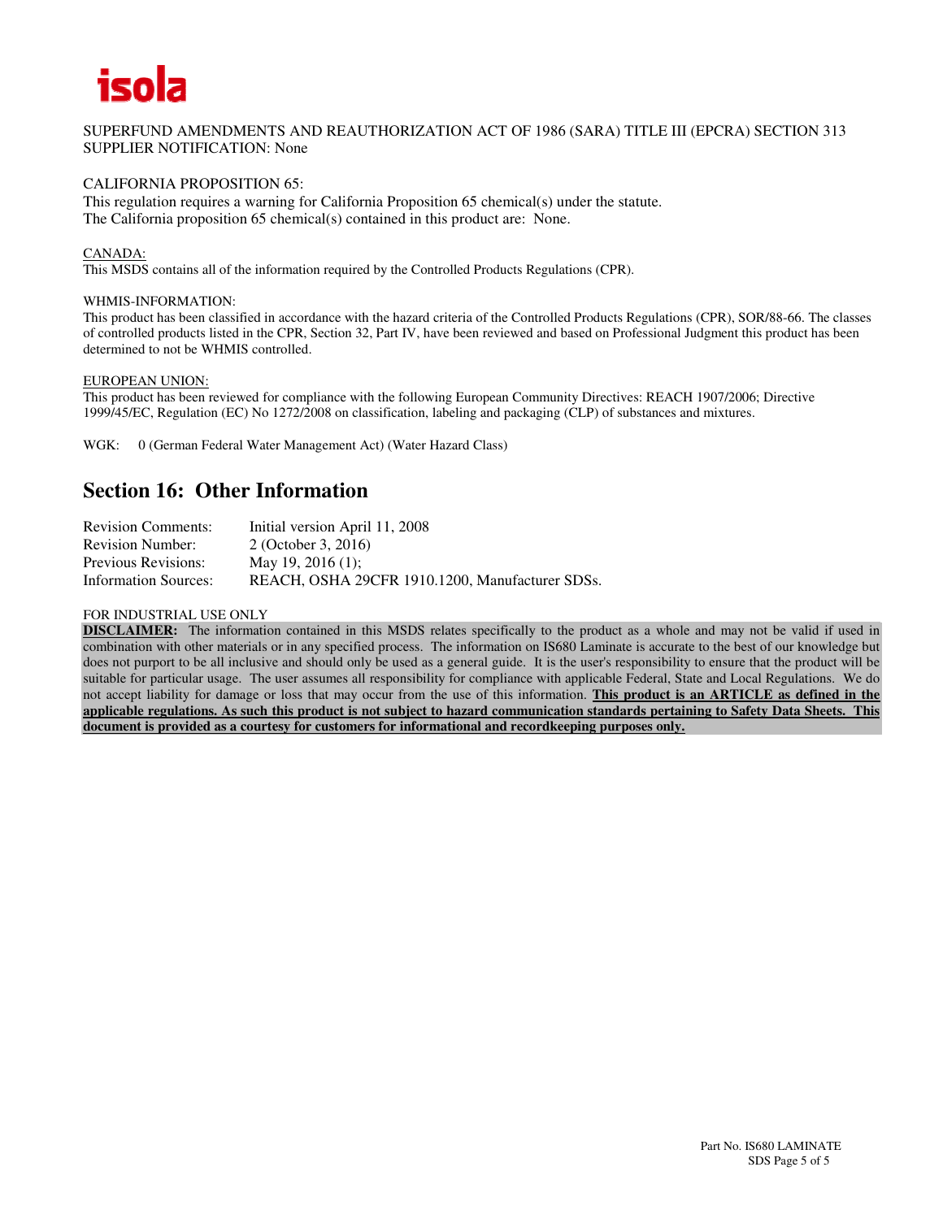SUPERFUND AMENDMENTS AND REAUTHORIZATION ACT OF 1986 (SARA) TITLE III (EPCRA) SECTION 313 SUPPLIER NOTIFICATION: None

CALIFORNIA PROPOSITION 65:
This regulation requires a warning for California Proposition 65 chemical(s) under the statute.
The California proposition 65 chemical(s) contained in this product are: None.

CANADA:
This MSDS contains all of the information required by the Controlled Products Regulations (CPR).

WHMIS-INFORMATION:
This product has been classified in accordance with the hazard criteria of the Controlled Products Regulations (CPR), SOR/88-66. The classes of controlled products listed in the CPR, Section 32, Part IV, have been reviewed and based on Professional Judgment this product has been determined to not be WHMIS controlled.

EUROPEAN UNION:
This product has been reviewed for compliance with the following European Community Directives: REACH 1907/2006; Directive 1999/45/EC, Regulation (EC) No 1272/2008 on classification, labeling and packaging (CLP) of substances and mixtures.

WGK: 0 (German Federal Water Management Act) (Water Hazard Class)

## Section 16: Other Information

| | |
|---|---|
| Revision Comments: | Initial version April 11, 2008 |
| Revision Number: | 2 (October 3, 2016) |
| Previous Revisions: | May 19, 2016 (1); |
| Information Sources: | REACH, OSHA 29CFR 1910.1200, Manufacturer SDSs. |

FOR INDUSTRIAL USE ONLY

**DISCLAIMER:** The information contained in this MSDS relates specifically to the product as a whole and may not be valid if used in combination with other materials or in any specified process. The information on IS680 Laminate is accurate to the best of our knowledge but does not purport to be all inclusive and should only be used as a general guide. It is the user's responsibility to ensure that the product will be suitable for particular usage. The user assumes all responsibility for compliance with applicable Federal, State and Local Regulations. We do not accept liability for damage or loss that may occur from the use of this information. **This product is an ARTICLE as defined in the applicable regulations. As such this product is not subject to hazard communication standards pertaining to Safety Data Sheets. This document is provided as a courtesy for customers for informational and recordkeeping purposes only.**

Part No. IS680 LAMINATE